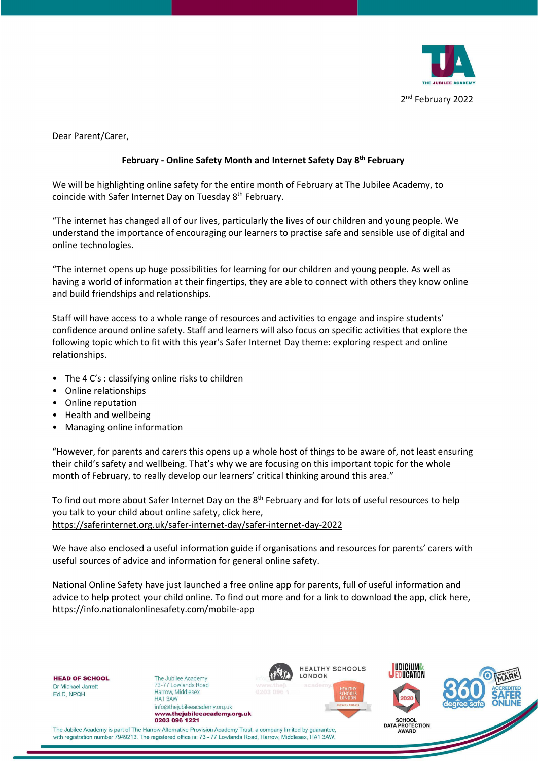2nd February 2022

Dear Parent/Carer,

**February - Online Safety Month and Internet Safety Day 8th February**

We will be highlighting online safety for the entire month of February at The Jubilee Academy, to coincide with Safer Internet Day on Tuesday 8th February.

“The internet has changed all of our lives, particularly the lives of our children and young people. We understand the importance of encouraging our learners to practise safe and sensible use of digital and online technologies.

“The internet opens up huge possibilities for learning for our children and young people. As well as having a world of information at their fingertips, they are able to connect with others they know online and build friendships and relationships.

Staff will have access to a whole range of resources and activities to engage and inspire students’ confidence around online safety. Staff and learners will also focus on specific activities that explore the following topic which to fit with this year’s Safer Internet Day theme: exploring respect and online relationships.

- The 4 C’s : classifying online risks to children
- Online relationships
- Online reputation
- Health and wellbeing
- Managing online information

“However, for parents and carers this opens up a whole host of things to be aware of, not least ensuring their child’s safety and wellbeing. That’s why we are focusing on this important topic for the whole month of February, to really develop our learners’ critical thinking around this area.”

To find out more about Safer Internet Day on the 8th February and for lots of useful resources to help you talk to your child about online safety, click here, https://saferinternet.org.uk/safer-internet-day/safer-internet-day-2022

We have also enclosed a useful information guide if organisations and resources for parents’ carers with useful sources of advice and information for general online safety.

National Online Safety have just launched a free online app for parents, full of useful information and advice to help protect your child online. To find out more and for a link to download the app, click here, https://info.nationalonlinesafety.com/mobile-app

**HEAD OF SCHOOL**
Dr Michael Jarrett
Ed.D, NPQH

The Jubilee Academy
73-77 Lowlands Road
Harrow, Middlesex
HA1 3AW
info@thejubileeacademy.org.uk
**www.thejubileeacademy.org.uk**
**0203 096 1221**

The Jubilee Academy is part of The Harrow Alternative Provision Academy Trust, a company limited by guarantee, with registration number 7949213. The registered office is: 73 - 77 Lowlands Road, Harrow, Middlesex, HA1 3AW.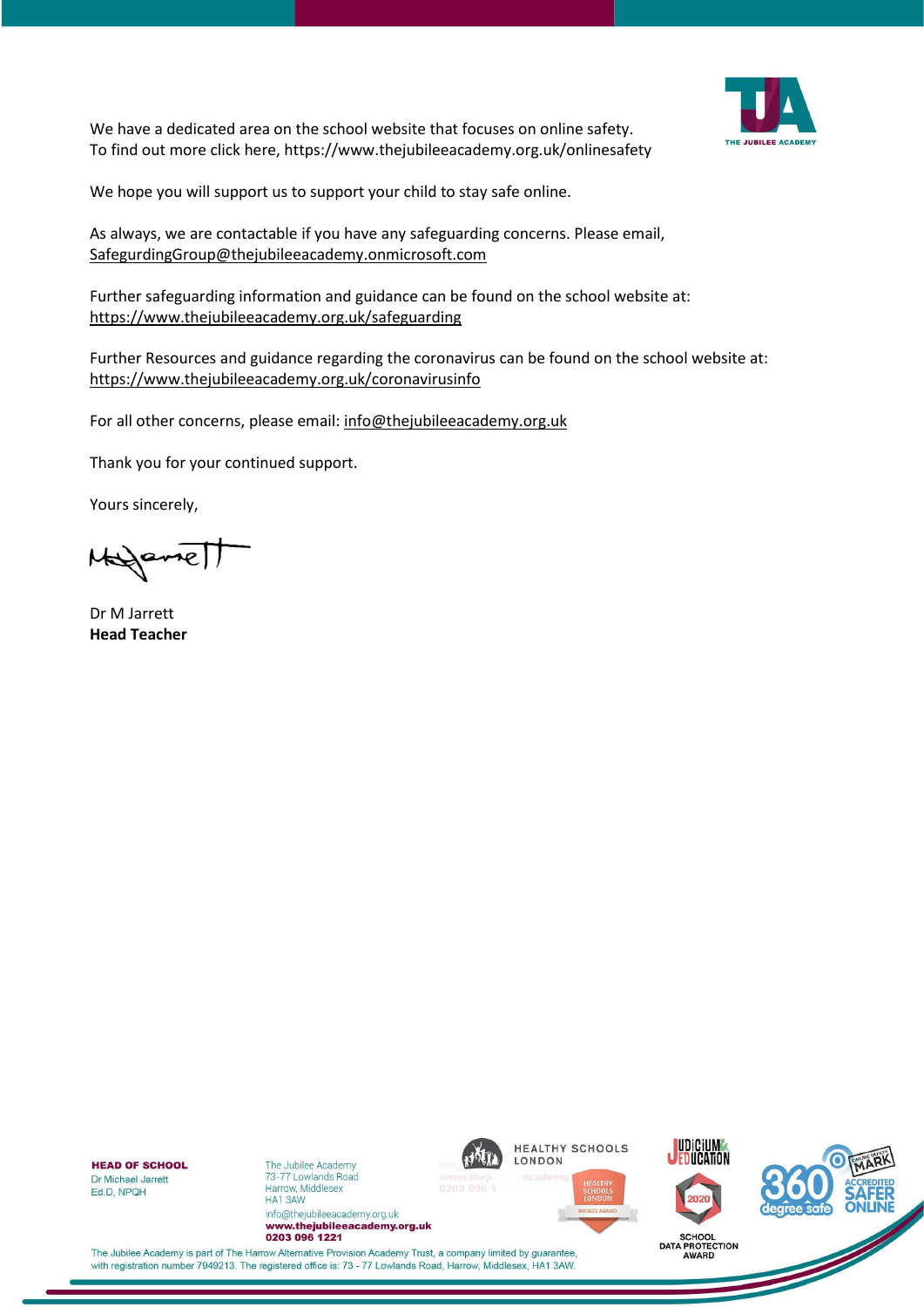We have a dedicated area on the school website that focuses on online safety. To find out more click here, https://www.thejubileeacademy.org.uk/onlinesafety

We hope you will support us to support your child to stay safe online.

As always, we are contactable if you have any safeguarding concerns. Please email, SafegurdingGroup@thejubileeacademy.onmicrosoft.com

Further safeguarding information and guidance can be found on the school website at: https://www.thejubileeacademy.org.uk/safeguarding

Further Resources and guidance regarding the coronavirus can be found on the school website at: https://www.thejubileeacademy.org.uk/coronavirusinfo

For all other concerns, please email: info@thejubileeacademy.org.uk

Thank you for your continued support.

Yours sincerely,

Dr M Jarrett
**Head Teacher**

**HEAD OF SCHOOL**
Dr Michael Jarrett
Ed.D, NPQH

The Jubilee Academy
73-77 Lowlands Road
Harrow, Middlesex
HA1 3AW
info@thejubileeacademy.org.uk
**www.thejubileeacademy.org.uk**
**0203 096 1221**

The Jubilee Academy is part of The Harrow Alternative Provision Academy Trust, a company limited by guarantee, with registration number 7949213. The registered office is: 73 - 77 Lowlands Road, Harrow, Middlesex, HA1 3AW.